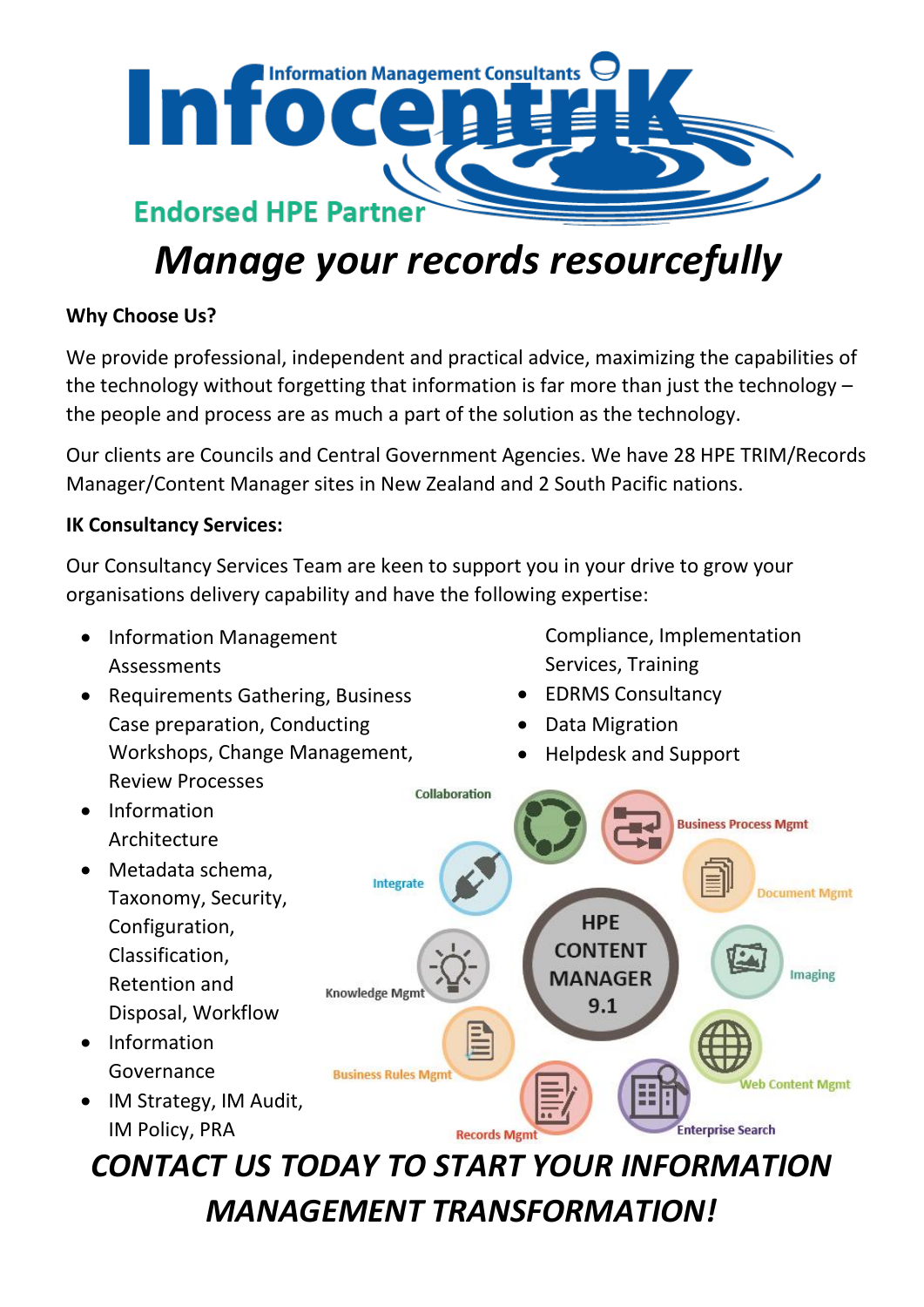# Infocentrik

Information Management Consultants

Endorsed HPE Partner

## *Manage your records resourcefully*

**Why Choose Us?**

We provide professional, independent and practical advice, maximizing the capabilities of the technology without forgetting that information is far more than just the technology – the people and process are as much a part of the solution as the technology.

Our clients are Councils and Central Government Agencies. We have 28 HPE TRIM/Records Manager/Content Manager sites in New Zealand and 2 South Pacific nations.

**IK Consultancy Services:**

Our Consultancy Services Team are keen to support you in your drive to grow your organisations delivery capability and have the following expertise:

- Information Management Assessments
- Requirements Gathering, Business Case preparation, Conducting Workshops, Change Management, Review Processes
- Information Architecture
- Metadata schema, Taxonomy, Security, Configuration, Classification, Retention and Disposal, Workflow
- Information Governance
- IM Strategy, IM Audit, IM Policy, PRA Compliance, Implementation Services, Training
- EDRMS Consultancy
- Data Migration
- Helpdesk and Support

HPE CONTENT MANAGER 9.1

Collaboration, Business Process Mgmt, Document Mgmt, Imaging, Web Content Mgmt, Enterprise Search, Records Mgmt, Business Rules Mgmt, Knowledge Mgmt, Integrate

## *CONTACT US TODAY TO START YOUR INFORMATION MANAGEMENT TRANSFORMATION!*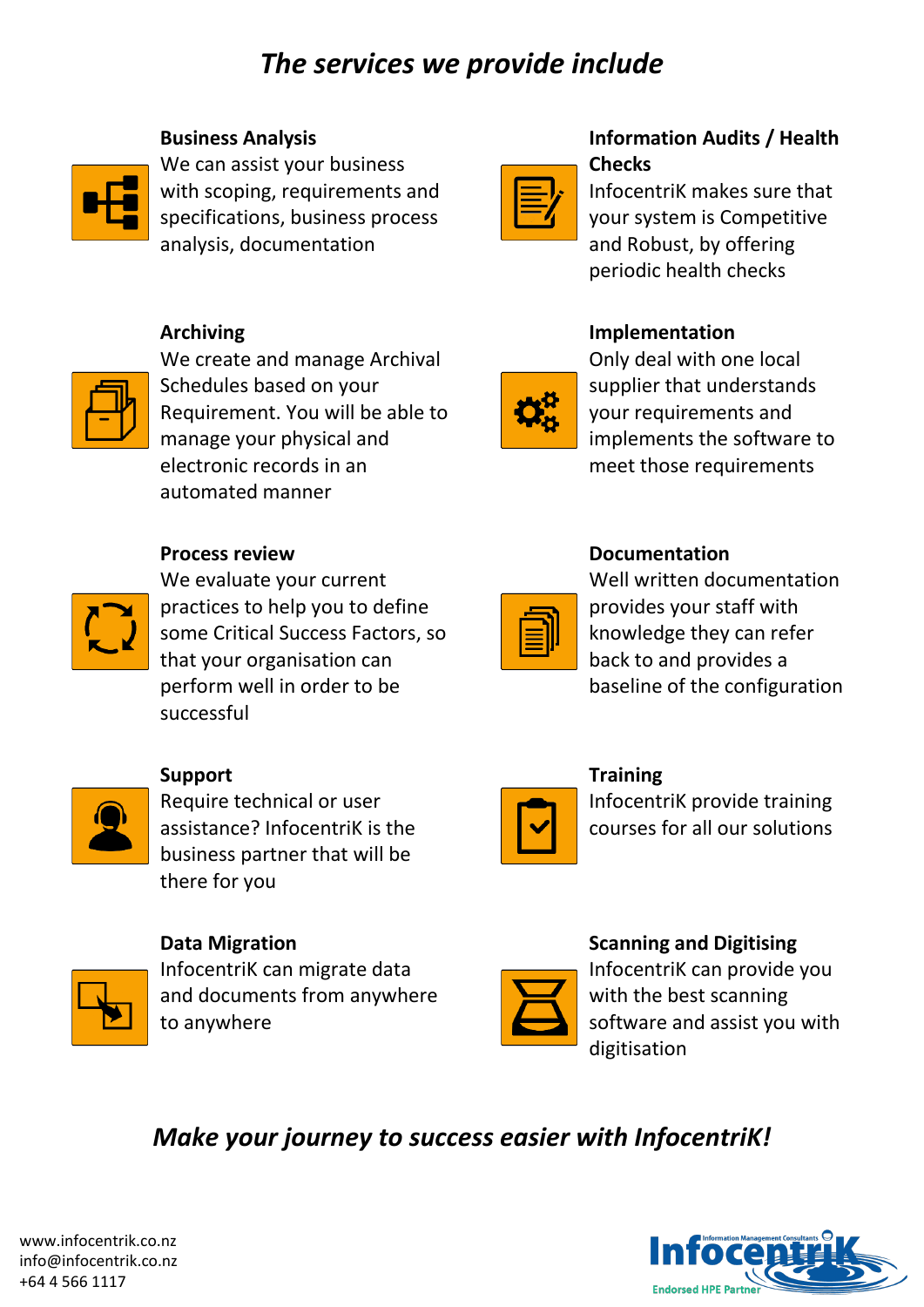# *The services we provide include*

### Business Analysis

We can assist your business with scoping, requirements and specifications, business process analysis, documentation

### Information Audits / Health Checks

InfocentriK makes sure that your system is Competitive and Robust, by offering periodic health checks

### Archiving

We create and manage Archival Schedules based on your Requirement. You will be able to manage your physical and electronic records in an automated manner

### Implementation

Only deal with one local supplier that understands your requirements and implements the software to meet those requirements

### Process review

We evaluate your current practices to help you to define some Critical Success Factors, so that your organisation can perform well in order to be successful

### Documentation

Well written documentation provides your staff with knowledge they can refer back to and provides a baseline of the configuration

### Support

Require technical or user assistance? InfocentriK is the business partner that will be there for you

### Training

InfocentriK provide training courses for all our solutions

### Data Migration

InfocentriK can migrate data and documents from anywhere to anywhere

### Scanning and Digitising

InfocentriK can provide you with the best scanning software and assist you with digitisation

## *Make your journey to success easier with InfocentriK!*

www.infocentrik.co.nz
info@infocentrik.co.nz
+64 4 566 1117

Information Management Consultants
InfocentriK
Endorsed HPE Partner